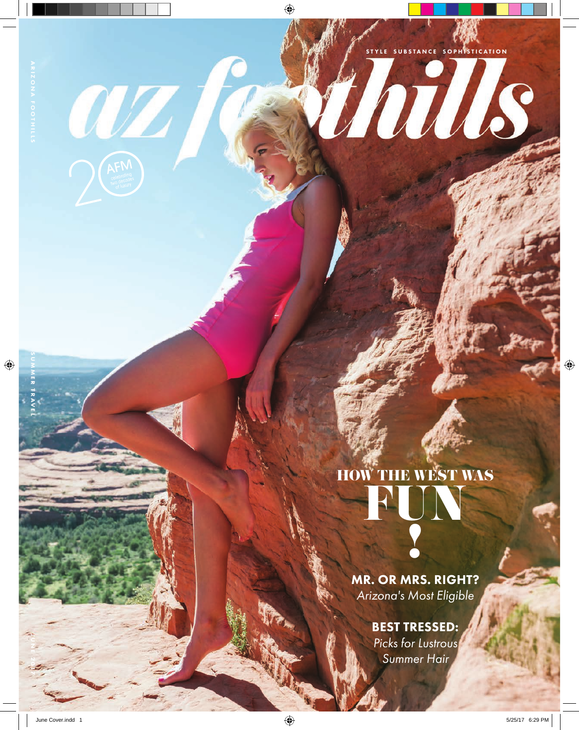STYLE SUBSTANCE SOPHISTICATION

# az foothills

ARIZONA FOOTHILLS

20 AFM celebrating two decades of luxury

SUMMER TRAVEL

JUNE 2017

## HOW THE WEST WAS FUN!

**MR. OR MRS. RIGHT?**
*Arizona's Most Eligible*

**BEST TRESSED:**
*Picks for Lustrous Summer Hair*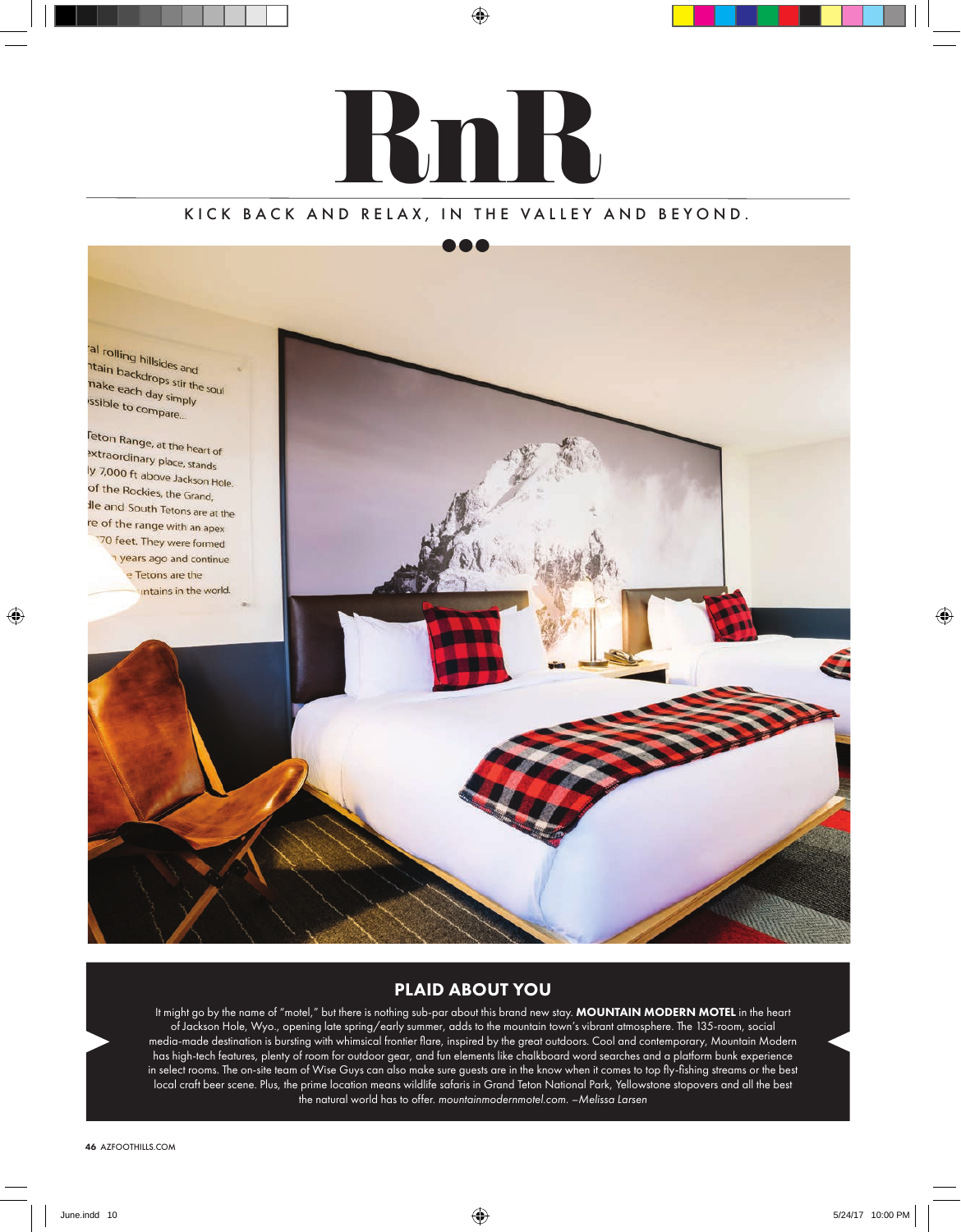# RnR

KICK BACK AND RELAX, IN THE VALLEY AND BEYOND.

## PLAID ABOUT YOU

It might go by the name of "motel," but there is nothing sub-par about this brand new stay. **MOUNTAIN MODERN MOTEL** in the heart of Jackson Hole, Wyo., opening late spring/early summer, adds to the mountain town's vibrant atmosphere. The 135-room, social media-made destination is bursting with whimsical frontier flare, inspired by the great outdoors. Cool and contemporary, Mountain Modern has high-tech features, plenty of room for outdoor gear, and fun elements like chalkboard word searches and a platform bunk experience in select rooms. The on-site team of Wise Guys can also make sure guests are in the know when it comes to top fly-fishing streams or the best local craft beer scene. Plus, the prime location means wildlife safaris in Grand Teton National Park, Yellowstone stopovers and all the best the natural world has to offer. *mountainmodernmotel.com. –Melissa Larsen*